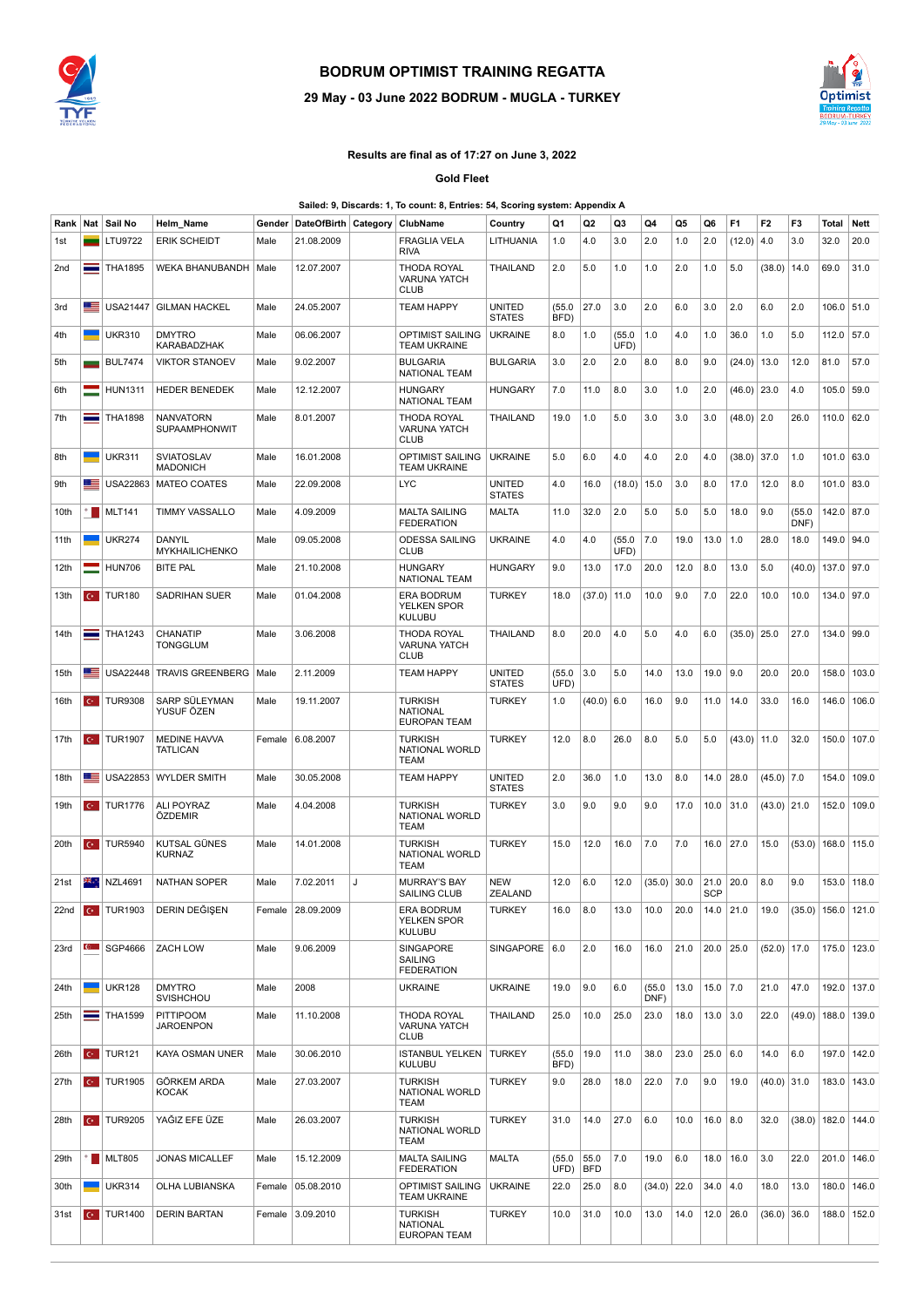# BODRUM OPTIMIST TRAINING REGATTA

## 29 May - 03 June 2022 BODRUM - MUGLA - TURKEY

**Results are final as of 17:27 on June 3, 2022**

**Gold Fleet**

**Sailed: 9, Discards: 1, To count: 8, Entries: 54, Scoring system: Appendix A**

| Rank | Nat | Sail No | Helm_Name | Gender | DateOfBirth | Category | ClubName | Country | Q1 | Q2 | Q3 | Q4 | Q5 | Q6 | F1 | F2 | F3 | Total | Nett |
|---|---|---|---|---|---|---|---|---|---|---|---|---|---|---|---|---|---|---|---|
| 1st | | LTU9722 | ERIK SCHEIDT | Male | 21.08.2009 | | FRAGLIA VELA RIVA | LITHUANIA | 1.0 | 4.0 | 3.0 | 2.0 | 1.0 | 2.0 | (12.0) | 4.0 | 3.0 | 32.0 | 20.0 |
| 2nd | | THA1895 | WEKA BHANUBANDH | Male | 12.07.2007 | | THODA ROYAL VARUNA YATCH CLUB | THAILAND | 2.0 | 5.0 | 1.0 | 1.0 | 2.0 | 1.0 | 5.0 | (38.0) | 14.0 | 69.0 | 31.0 |
| 3rd | | USA21447 | GILMAN HACKEL | Male | 24.05.2007 | | TEAM HAPPY | UNITED STATES | (55.0 BFD) | 27.0 | 3.0 | 2.0 | 6.0 | 3.0 | 2.0 | 6.0 | 2.0 | 106.0 | 51.0 |
| 4th | | UKR310 | DMYTRO KARABADZHAK | Male | 06.06.2007 | | OPTIMIST SAILING TEAM UKRAINE | UKRAINE | 8.0 | 1.0 | (55.0 UFD) | 1.0 | 4.0 | 1.0 | 36.0 | 1.0 | 5.0 | 112.0 | 57.0 |
| 5th | | BUL7474 | VIKTOR STANOEV | Male | 9.02.2007 | | BULGARIA NATIONAL TEAM | BULGARIA | 3.0 | 2.0 | 2.0 | 8.0 | 8.0 | 9.0 | (24.0) | 13.0 | 12.0 | 81.0 | 57.0 |
| 6th | | HUN1311 | HEDER BENEDEK | Male | 12.12.2007 | | HUNGARY NATIONAL TEAM | HUNGARY | 7.0 | 11.0 | 8.0 | 3.0 | 1.0 | 2.0 | (46.0) | 23.0 | 4.0 | 105.0 | 59.0 |
| 7th | | THA1898 | NANVATORN SUPAAMPHONWIT | Male | 8.01.2007 | | THODA ROYAL VARUNA YATCH CLUB | THAILAND | 19.0 | 1.0 | 5.0 | 3.0 | 3.0 | 3.0 | (48.0) | 2.0 | 26.0 | 110.0 | 62.0 |
| 8th | | UKR311 | SVIATOSLAV MADONICH | Male | 16.01.2008 | | OPTIMIST SAILING TEAM UKRAINE | UKRAINE | 5.0 | 6.0 | 4.0 | 4.0 | 2.0 | 4.0 | (38.0) | 37.0 | 1.0 | 101.0 | 63.0 |
| 9th | | USA22863 | MATEO COATES | Male | 22.09.2008 | | LYC | UNITED STATES | 4.0 | 16.0 | (18.0) | 15.0 | 3.0 | 8.0 | 17.0 | 12.0 | 8.0 | 101.0 | 83.0 |
| 10th | | MLT141 | TIMMY VASSALLO | Male | 4.09.2009 | | MALTA SAILING FEDERATION | MALTA | 11.0 | 32.0 | 2.0 | 5.0 | 5.0 | 5.0 | 18.0 | 9.0 | (55.0 DNF) | 142.0 | 87.0 |
| 11th | | UKR274 | DANYIL MYKHAILICHENKO | Male | 09.05.2008 | | ODESSA SAILING CLUB | UKRAINE | 4.0 | 4.0 | (55.0 UFD) | 7.0 | 19.0 | 13.0 | 1.0 | 28.0 | 18.0 | 149.0 | 94.0 |
| 12th | | HUN706 | BITE PAL | Male | 21.10.2008 | | HUNGARY NATIONAL TEAM | HUNGARY | 9.0 | 13.0 | 17.0 | 20.0 | 12.0 | 8.0 | 13.0 | 5.0 | (40.0) | 137.0 | 97.0 |
| 13th | | TUR180 | SADRIHAN SUER | Male | 01.04.2008 | | ERA BODRUM YELKEN SPOR KULUBU | TURKEY | 18.0 | (37.0) | 11.0 | 10.0 | 9.0 | 7.0 | 22.0 | 10.0 | 10.0 | 134.0 | 97.0 |
| 14th | | THA1243 | CHANATIP TONGGLUM | Male | 3.06.2008 | | THODA ROYAL VARUNA YATCH CLUB | THAILAND | 8.0 | 20.0 | 4.0 | 5.0 | 4.0 | 6.0 | (35.0) | 25.0 | 27.0 | 134.0 | 99.0 |
| 15th | | USA22448 | TRAVIS GREENBERG | Male | 2.11.2009 | | TEAM HAPPY | UNITED STATES | (55.0 UFD) | 3.0 | 5.0 | 14.0 | 13.0 | 19.0 | 9.0 | 20.0 | 20.0 | 158.0 | 103.0 |
| 16th | | TUR9308 | SARP SÜLEYMAN YUSUF ÖZEN | Male | 19.11.2007 | | TURKISH NATIONAL EUROPAN TEAM | TURKEY | 1.0 | (40.0) | 6.0 | 16.0 | 9.0 | 11.0 | 14.0 | 33.0 | 16.0 | 146.0 | 106.0 |
| 17th | | TUR1907 | MEDINE HAVVA TATLICAN | Female | 6.08.2007 | | TURKISH NATIONAL WORLD TEAM | TURKEY | 12.0 | 8.0 | 26.0 | 8.0 | 5.0 | 5.0 | (43.0) | 11.0 | 32.0 | 150.0 | 107.0 |
| 18th | | USA22853 | WYLDER SMITH | Male | 30.05.2008 | | TEAM HAPPY | UNITED STATES | 2.0 | 36.0 | 1.0 | 13.0 | 8.0 | 14.0 | 28.0 | (45.0) | 7.0 | 154.0 | 109.0 |
| 19th | | TUR1776 | ALI POYRAZ ÖZDEMIR | Male | 4.04.2008 | | TURKISH NATIONAL WORLD TEAM | TURKEY | 3.0 | 9.0 | 9.0 | 9.0 | 17.0 | 10.0 | 31.0 | (43.0) | 21.0 | 152.0 | 109.0 |
| 20th | | TUR5940 | KUTSAL GÜNES KURNAZ | Male | 14.01.2008 | | TURKISH NATIONAL WORLD TEAM | TURKEY | 15.0 | 12.0 | 16.0 | 7.0 | 7.0 | 16.0 | 27.0 | 15.0 | (53.0) | 168.0 | 115.0 |
| 21st | | NZL4691 | NATHAN SOPER | Male | 7.02.2011 | J | MURRAY'S BAY SAILING CLUB | NEW ZEALAND | 12.0 | 6.0 | 12.0 | (35.0) | 30.0 | 21.0 SCP | 20.0 | 8.0 | 9.0 | 153.0 | 118.0 |
| 22nd | | TUR1903 | DERIN DEĞIŞEN | Female | 28.09.2009 | | ERA BODRUM YELKEN SPOR KULUBU | TURKEY | 16.0 | 8.0 | 13.0 | 10.0 | 20.0 | 14.0 | 21.0 | 19.0 | (35.0) | 156.0 | 121.0 |
| 23rd | | SGP4666 | ZACH LOW | Male | 9.06.2009 | | SINGAPORE SAILING FEDERATION | SINGAPORE | 6.0 | 2.0 | 16.0 | 16.0 | 21.0 | 20.0 | 25.0 | (52.0) | 17.0 | 175.0 | 123.0 |
| 24th | | UKR128 | DMYTRO SVISHCHOU | Male | 2008 | | UKRAINE | UKRAINE | 19.0 | 9.0 | 6.0 | (55.0 DNF) | 13.0 | 15.0 | 7.0 | 21.0 | 47.0 | 192.0 | 137.0 |
| 25th | | THA1599 | PITTIPOOM JAROENPON | Male | 11.10.2008 | | THODA ROYAL VARUNA YATCH CLUB | THAILAND | 25.0 | 10.0 | 25.0 | 23.0 | 18.0 | 13.0 | 3.0 | 22.0 | (49.0) | 188.0 | 139.0 |
| 26th | | TUR121 | KAYA OSMAN UNER | Male | 30.06.2010 | | ISTANBUL YELKEN KULUBU | TURKEY | (55.0 BFD) | 19.0 | 11.0 | 38.0 | 23.0 | 25.0 | 6.0 | 14.0 | 6.0 | 197.0 | 142.0 |
| 27th | | TUR1905 | GÖRKEM ARDA KOCAK | Male | 27.03.2007 | | TURKISH NATIONAL WORLD TEAM | TURKEY | 9.0 | 28.0 | 18.0 | 22.0 | 7.0 | 9.0 | 19.0 | (40.0) | 31.0 | 183.0 | 143.0 |
| 28th | | TUR9205 | YAĞIZ EFE ÜZE | Male | 26.03.2007 | | TURKISH NATIONAL WORLD TEAM | TURKEY | 31.0 | 14.0 | 27.0 | 6.0 | 10.0 | 16.0 | 8.0 | 32.0 | (38.0) | 182.0 | 144.0 |
| 29th | | MLT805 | JONAS MICALLEF | Male | 15.12.2009 | | MALTA SAILING FEDERATION | MALTA | (55.0 UFD) | 55.0 BFD | 7.0 | 19.0 | 6.0 | 18.0 | 16.0 | 3.0 | 22.0 | 201.0 | 146.0 |
| 30th | | UKR314 | OLHA LUBIANSKA | Female | 05.08.2010 | | OPTIMIST SAILING TEAM UKRAINE | UKRAINE | 22.0 | 25.0 | 8.0 | (34.0) | 22.0 | 34.0 | 4.0 | 18.0 | 13.0 | 180.0 | 146.0 |
| 31st | | TUR1400 | DERIN BARTAN | Female | 3.09.2010 | | TURKISH NATIONAL EUROPAN TEAM | TURKEY | 10.0 | 31.0 | 10.0 | 13.0 | 14.0 | 12.0 | 26.0 | (36.0) | 36.0 | 188.0 | 152.0 |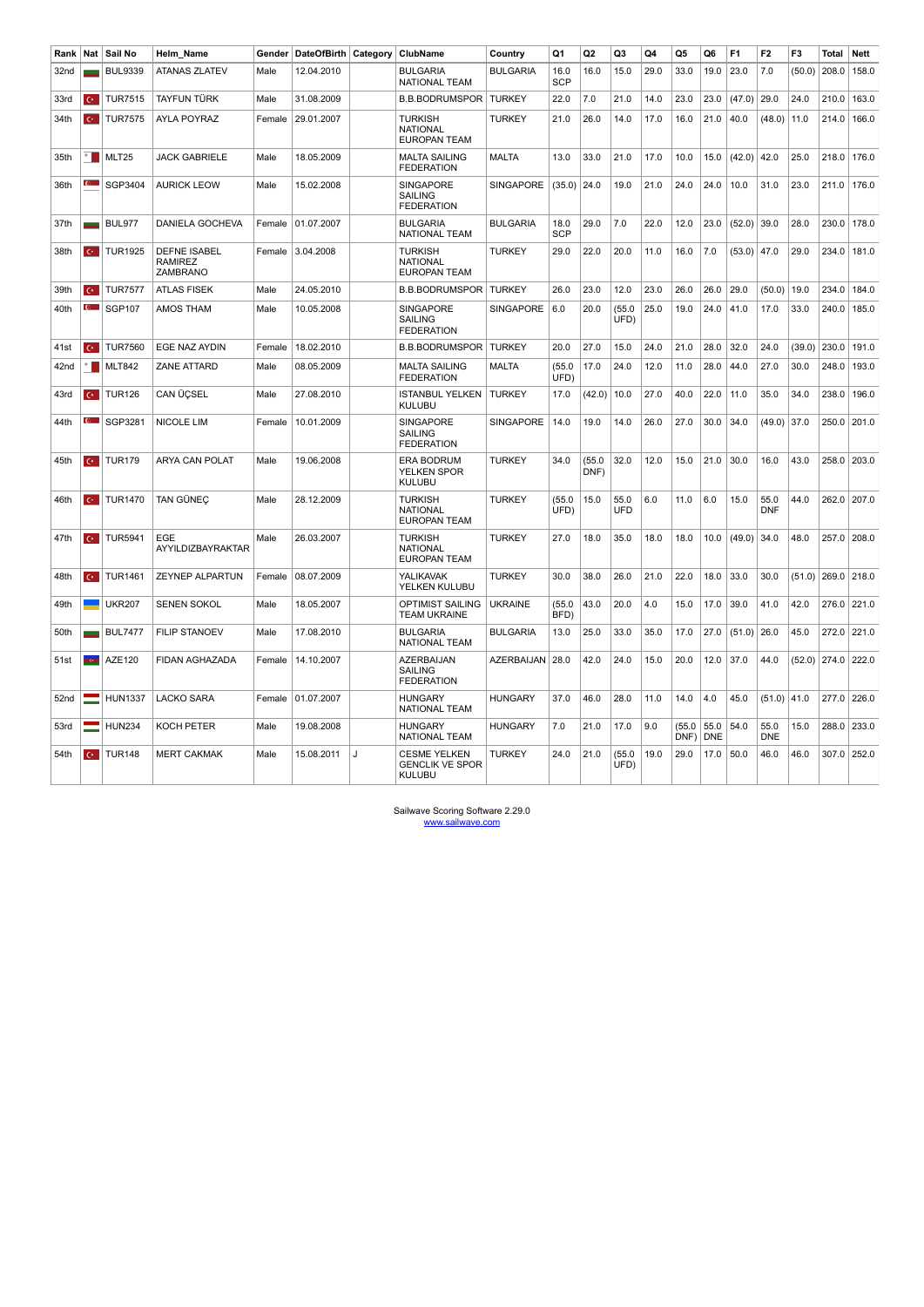| Rank | Nat | Sail No | Helm_Name | Gender | DateOfBirth | Category | ClubName | Country | Q1 | Q2 | Q3 | Q4 | Q5 | Q6 | F1 | F2 | F3 | Total | Nett |
|---|---|---|---|---|---|---|---|---|---|---|---|---|---|---|---|---|---|---|---|
| 32nd | | BUL9339 | ATANAS ZLATEV | Male | 12.04.2010 | | BULGARIA NATIONAL TEAM | BULGARIA | 16.0 SCP | 16.0 | 15.0 | 29.0 | 33.0 | 19.0 | 23.0 | 7.0 | (50.0) | 208.0 | 158.0 |
| 33rd | | TUR7515 | TAYFUN TÜRK | Male | 31.08.2009 | | B.B.BODRUMSPOR | TURKEY | 22.0 | 7.0 | 21.0 | 14.0 | 23.0 | 23.0 | (47.0) | 29.0 | 24.0 | 210.0 | 163.0 |
| 34th | | TUR7575 | AYLA POYRAZ | Female | 29.01.2007 | | TURKISH NATIONAL EUROPAN TEAM | TURKEY | 21.0 | 26.0 | 14.0 | 17.0 | 16.0 | 21.0 | 40.0 | (48.0) | 11.0 | 214.0 | 166.0 |
| 35th | | MLT25 | JACK GABRIELE | Male | 18.05.2009 | | MALTA SAILING FEDERATION | MALTA | 13.0 | 33.0 | 21.0 | 17.0 | 10.0 | 15.0 | (42.0) | 42.0 | 25.0 | 218.0 | 176.0 |
| 36th | | SGP3404 | AURICK LEOW | Male | 15.02.2008 | | SINGAPORE SAILING FEDERATION | SINGAPORE | (35.0) | 24.0 | 19.0 | 21.0 | 24.0 | 24.0 | 10.0 | 31.0 | 23.0 | 211.0 | 176.0 |
| 37th | | BUL977 | DANIELA GOCHEVA | Female | 01.07.2007 | | BULGARIA NATIONAL TEAM | BULGARIA | 18.0 SCP | 29.0 | 7.0 | 22.0 | 12.0 | 23.0 | (52.0) | 39.0 | 28.0 | 230.0 | 178.0 |
| 38th | | TUR1925 | DEFNE ISABEL RAMIREZ ZAMBRANO | Female | 3.04.2008 | | TURKISH NATIONAL EUROPAN TEAM | TURKEY | 29.0 | 22.0 | 20.0 | 11.0 | 16.0 | 7.0 | (53.0) | 47.0 | 29.0 | 234.0 | 181.0 |
| 39th | | TUR7577 | ATLAS FISEK | Male | 24.05.2010 | | B.B.BODRUMSPOR | TURKEY | 26.0 | 23.0 | 12.0 | 23.0 | 26.0 | 26.0 | 29.0 | (50.0) | 19.0 | 234.0 | 184.0 |
| 40th | | SGP107 | AMOS THAM | Male | 10.05.2008 | | SINGAPORE SAILING FEDERATION | SINGAPORE | 6.0 | 20.0 | (55.0 UFD) | 25.0 | 19.0 | 24.0 | 41.0 | 17.0 | 33.0 | 240.0 | 185.0 |
| 41st | | TUR7560 | EGE NAZ AYDIN | Female | 18.02.2010 | | B.B.BODRUMSPOR | TURKEY | 20.0 | 27.0 | 15.0 | 24.0 | 21.0 | 28.0 | 32.0 | 24.0 | (39.0) | 230.0 | 191.0 |
| 42nd | | MLT842 | ZANE ATTARD | Male | 08.05.2009 | | MALTA SAILING FEDERATION | MALTA | (55.0 UFD) | 17.0 | 24.0 | 12.0 | 11.0 | 28.0 | 44.0 | 27.0 | 30.0 | 248.0 | 193.0 |
| 43rd | | TUR126 | CAN ÜÇSEL | Male | 27.08.2010 | | ISTANBUL YELKEN KULUBU | TURKEY | 17.0 | (42.0) | 10.0 | 27.0 | 40.0 | 22.0 | 11.0 | 35.0 | 34.0 | 238.0 | 196.0 |
| 44th | | SGP3281 | NICOLE LIM | Female | 10.01.2009 | | SINGAPORE SAILING FEDERATION | SINGAPORE | 14.0 | 19.0 | 14.0 | 26.0 | 27.0 | 30.0 | 34.0 | (49.0) | 37.0 | 250.0 | 201.0 |
| 45th | | TUR179 | ARYA CAN POLAT | Male | 19.06.2008 | | ERA BODRUM YELKEN SPOR KULUBU | TURKEY | 34.0 | (55.0 DNF) | 32.0 | 12.0 | 15.0 | 21.0 | 30.0 | 16.0 | 43.0 | 258.0 | 203.0 |
| 46th | | TUR1470 | TAN GÜNEÇ | Male | 28.12.2009 | | TURKISH NATIONAL EUROPAN TEAM | TURKEY | (55.0 UFD) | 15.0 | 55.0 UFD | 6.0 | 11.0 | 6.0 | 15.0 | 55.0 DNF | 44.0 | 262.0 | 207.0 |
| 47th | | TUR5941 | EGE AYYILDIZBAYRAKTAR | Male | 26.03.2007 | | TURKISH NATIONAL EUROPAN TEAM | TURKEY | 27.0 | 18.0 | 35.0 | 18.0 | 18.0 | 10.0 | (49.0) | 34.0 | 48.0 | 257.0 | 208.0 |
| 48th | | TUR1461 | ZEYNEP ALPARTUN | Female | 08.07.2009 | | YALIKAVAK YELKEN KULUBU | TURKEY | 30.0 | 38.0 | 26.0 | 21.0 | 22.0 | 18.0 | 33.0 | 30.0 | (51.0) | 269.0 | 218.0 |
| 49th | | UKR207 | SENEN SOKOL | Male | 18.05.2007 | | OPTIMIST SAILING TEAM UKRAINE | UKRAINE | (55.0 BFD) | 43.0 | 20.0 | 4.0 | 15.0 | 17.0 | 39.0 | 41.0 | 42.0 | 276.0 | 221.0 |
| 50th | | BUL7477 | FILIP STANOEV | Male | 17.08.2010 | | BULGARIA NATIONAL TEAM | BULGARIA | 13.0 | 25.0 | 33.0 | 35.0 | 17.0 | 27.0 | (51.0) | 26.0 | 45.0 | 272.0 | 221.0 |
| 51st | | AZE120 | FIDAN AGHAZADA | Female | 14.10.2007 | | AZERBAIJAN SAILING FEDERATION | AZERBAIJAN | 28.0 | 42.0 | 24.0 | 15.0 | 20.0 | 12.0 | 37.0 | 44.0 | (52.0) | 274.0 | 222.0 |
| 52nd | | HUN1337 | LACKO SARA | Female | 01.07.2007 | | HUNGARY NATIONAL TEAM | HUNGARY | 37.0 | 46.0 | 28.0 | 11.0 | 14.0 | 4.0 | 45.0 | (51.0) | 41.0 | 277.0 | 226.0 |
| 53rd | | HUN234 | KOCH PETER | Male | 19.08.2008 | | HUNGARY NATIONAL TEAM | HUNGARY | 7.0 | 21.0 | 17.0 | 9.0 | (55.0 DNF) | 55.0 DNE | 54.0 | 55.0 DNE | 15.0 | 288.0 | 233.0 |
| 54th | | TUR148 | MERT CAKMAK | Male | 15.08.2011 | J | CESME YELKEN GENCLIK VE SPOR KULUBU | TURKEY | 24.0 | 21.0 | (55.0 UFD) | 19.0 | 29.0 | 17.0 | 50.0 | 46.0 | 46.0 | 307.0 | 252.0 |

Sailwave Scoring Software 2.29.0
www.sailwave.com